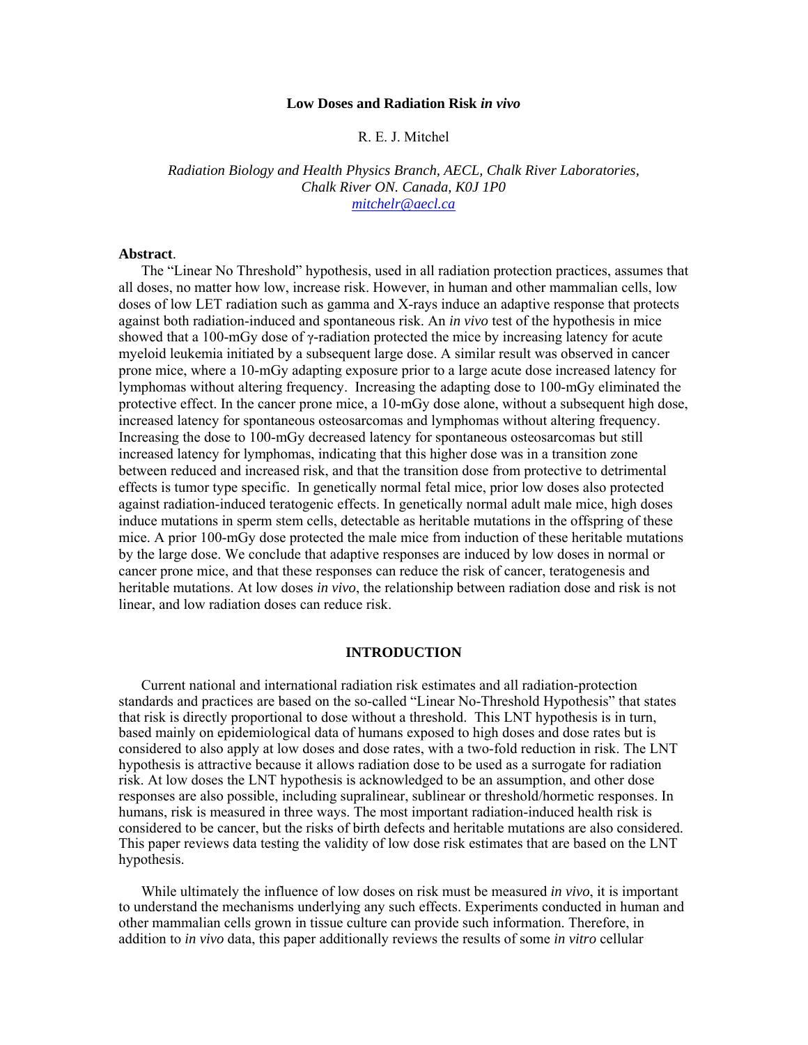# Low Doses and Radiation Risk *in vivo*

R. E. J. Mitchel

*Radiation Biology and Health Physics Branch, AECL, Chalk River Laboratories, Chalk River ON. Canada, K0J 1P0*
*mitchelr@aecl.ca*

**Abstract**.

The "Linear No Threshold" hypothesis, used in all radiation protection practices, assumes that all doses, no matter how low, increase risk. However, in human and other mammalian cells, low doses of low LET radiation such as gamma and X-rays induce an adaptive response that protects against both radiation-induced and spontaneous risk. An *in vivo* test of the hypothesis in mice showed that a 100-mGy dose of γ-radiation protected the mice by increasing latency for acute myeloid leukemia initiated by a subsequent large dose. A similar result was observed in cancer prone mice, where a 10-mGy adapting exposure prior to a large acute dose increased latency for lymphomas without altering frequency. Increasing the adapting dose to 100-mGy eliminated the protective effect. In the cancer prone mice, a 10-mGy dose alone, without a subsequent high dose, increased latency for spontaneous osteosarcomas and lymphomas without altering frequency. Increasing the dose to 100-mGy decreased latency for spontaneous osteosarcomas but still increased latency for lymphomas, indicating that this higher dose was in a transition zone between reduced and increased risk, and that the transition dose from protective to detrimental effects is tumor type specific. In genetically normal fetal mice, prior low doses also protected against radiation-induced teratogenic effects. In genetically normal adult male mice, high doses induce mutations in sperm stem cells, detectable as heritable mutations in the offspring of these mice. A prior 100-mGy dose protected the male mice from induction of these heritable mutations by the large dose. We conclude that adaptive responses are induced by low doses in normal or cancer prone mice, and that these responses can reduce the risk of cancer, teratogenesis and heritable mutations. At low doses *in vivo*, the relationship between radiation dose and risk is not linear, and low radiation doses can reduce risk.

## INTRODUCTION

Current national and international radiation risk estimates and all radiation-protection standards and practices are based on the so-called "Linear No-Threshold Hypothesis" that states that risk is directly proportional to dose without a threshold. This LNT hypothesis is in turn, based mainly on epidemiological data of humans exposed to high doses and dose rates but is considered to also apply at low doses and dose rates, with a two-fold reduction in risk. The LNT hypothesis is attractive because it allows radiation dose to be used as a surrogate for radiation risk. At low doses the LNT hypothesis is acknowledged to be an assumption, and other dose responses are also possible, including supralinear, sublinear or threshold/hormetic responses. In humans, risk is measured in three ways. The most important radiation-induced health risk is considered to be cancer, but the risks of birth defects and heritable mutations are also considered. This paper reviews data testing the validity of low dose risk estimates that are based on the LNT hypothesis.

While ultimately the influence of low doses on risk must be measured *in vivo*, it is important to understand the mechanisms underlying any such effects. Experiments conducted in human and other mammalian cells grown in tissue culture can provide such information. Therefore, in addition to *in vivo* data, this paper additionally reviews the results of some *in vitro* cellular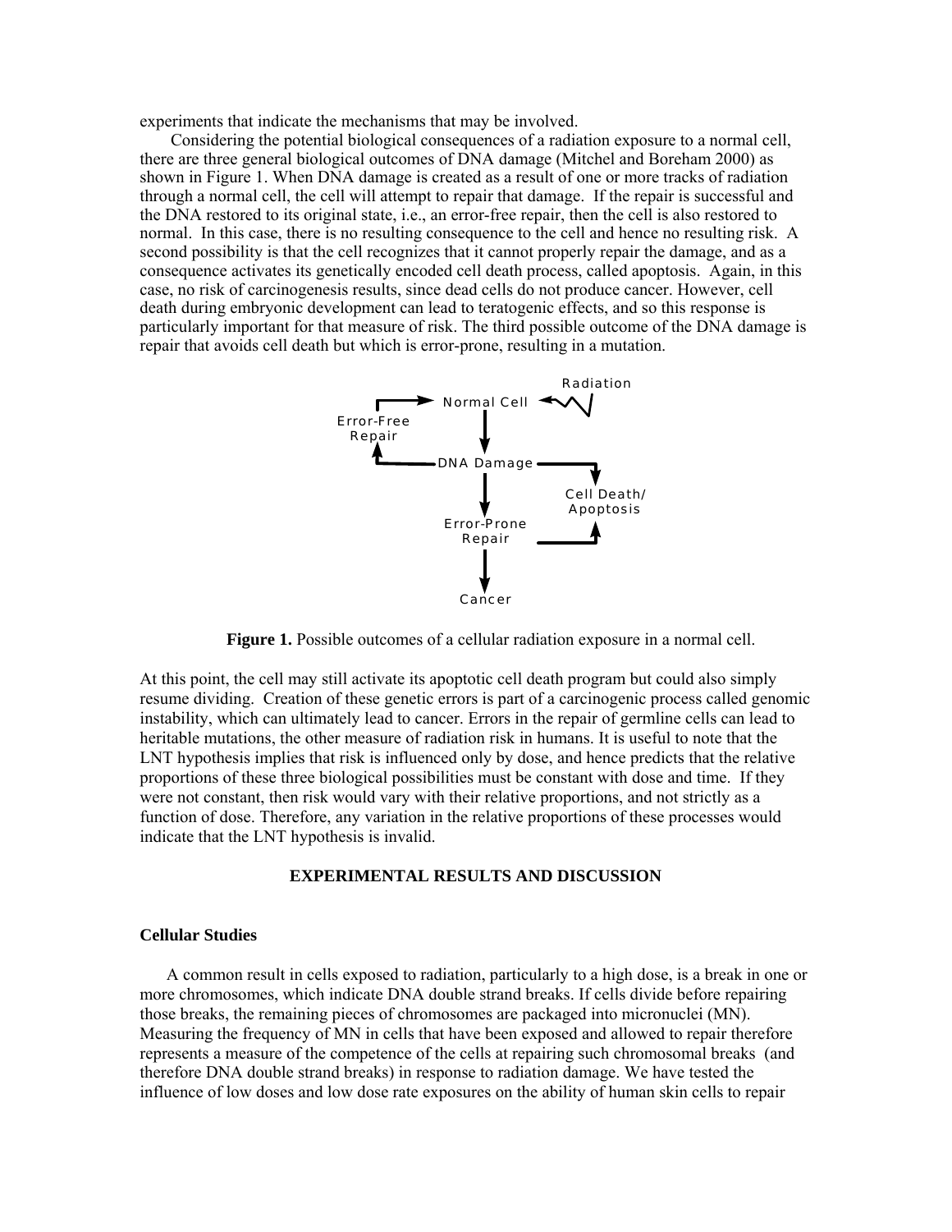experiments that indicate the mechanisms that may be involved.

Considering the potential biological consequences of a radiation exposure to a normal cell, there are three general biological outcomes of DNA damage (Mitchel and Boreham 2000) as shown in Figure 1. When DNA damage is created as a result of one or more tracks of radiation through a normal cell, the cell will attempt to repair that damage. If the repair is successful and the DNA restored to its original state, i.e., an error-free repair, then the cell is also restored to normal. In this case, there is no resulting consequence to the cell and hence no resulting risk. A second possibility is that the cell recognizes that it cannot properly repair the damage, and as a consequence activates its genetically encoded cell death process, called apoptosis. Again, in this case, no risk of carcinogenesis results, since dead cells do not produce cancer. However, cell death during embryonic development can lead to teratogenic effects, and so this response is particularly important for that measure of risk. The third possible outcome of the DNA damage is repair that avoids cell death but which is error-prone, resulting in a mutation.

Radiation

Normal Cell

Error-Free Repair

DNA Damage

Cell Death/ Apoptosis

Error-Prone Repair

Cancer

**Figure 1.** Possible outcomes of a cellular radiation exposure in a normal cell.

At this point, the cell may still activate its apoptotic cell death program but could also simply resume dividing. Creation of these genetic errors is part of a carcinogenic process called genomic instability, which can ultimately lead to cancer. Errors in the repair of germline cells can lead to heritable mutations, the other measure of radiation risk in humans. It is useful to note that the LNT hypothesis implies that risk is influenced only by dose, and hence predicts that the relative proportions of these three biological possibilities must be constant with dose and time. If they were not constant, then risk would vary with their relative proportions, and not strictly as a function of dose. Therefore, any variation in the relative proportions of these processes would indicate that the LNT hypothesis is invalid.

## EXPERIMENTAL RESULTS AND DISCUSSION

### Cellular Studies

A common result in cells exposed to radiation, particularly to a high dose, is a break in one or more chromosomes, which indicate DNA double strand breaks. If cells divide before repairing those breaks, the remaining pieces of chromosomes are packaged into micronuclei (MN). Measuring the frequency of MN in cells that have been exposed and allowed to repair therefore represents a measure of the competence of the cells at repairing such chromosomal breaks (and therefore DNA double strand breaks) in response to radiation damage. We have tested the influence of low doses and low dose rate exposures on the ability of human skin cells to repair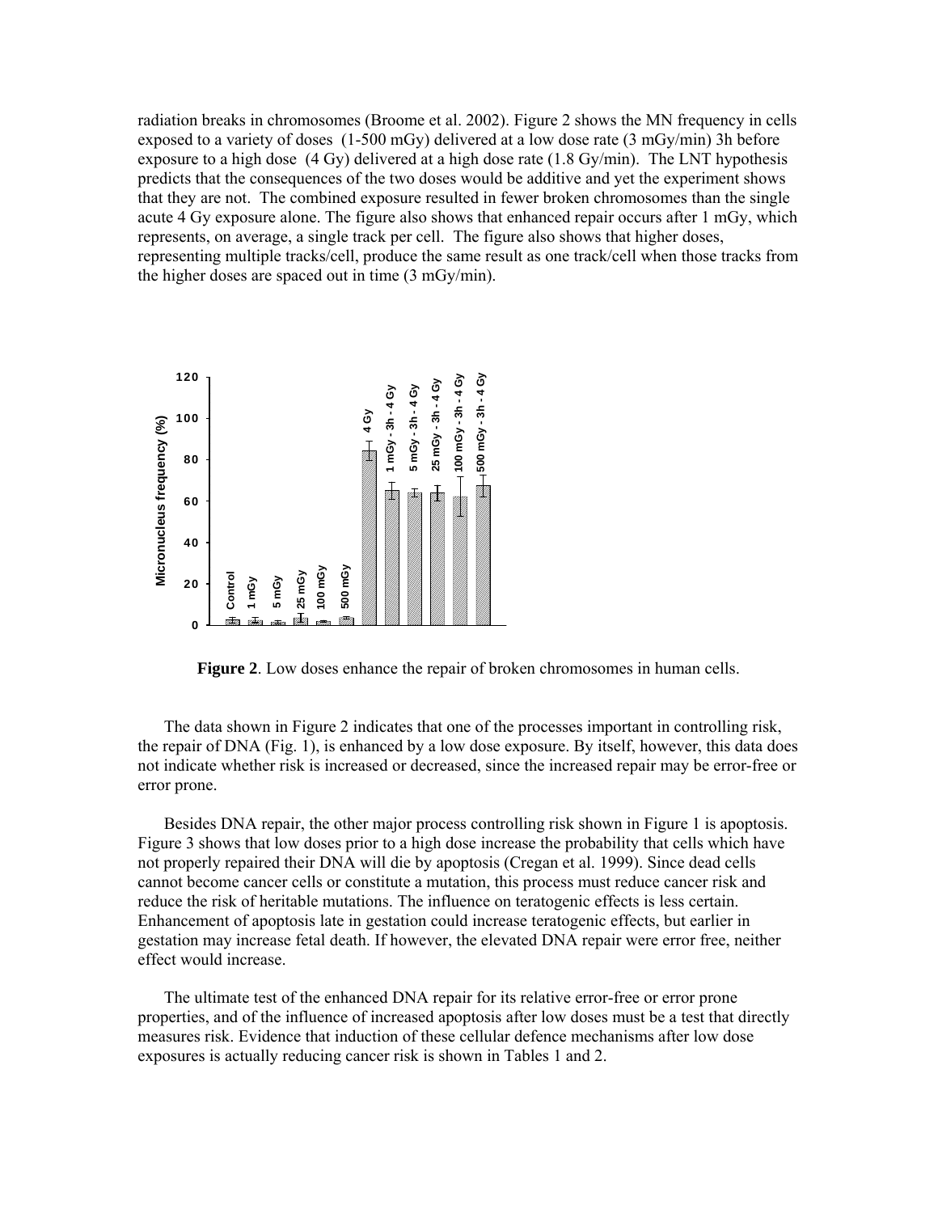radiation breaks in chromosomes (Broome et al. 2002). Figure 2 shows the MN frequency in cells exposed to a variety of doses (1-500 mGy) delivered at a low dose rate (3 mGy/min) 3h before exposure to a high dose (4 Gy) delivered at a high dose rate (1.8 Gy/min). The LNT hypothesis predicts that the consequences of the two doses would be additive and yet the experiment shows that they are not. The combined exposure resulted in fewer broken chromosomes than the single acute 4 Gy exposure alone. The figure also shows that enhanced repair occurs after 1 mGy, which represents, on average, a single track per cell. The figure also shows that higher doses, representing multiple tracks/cell, produce the same result as one track/cell when those tracks from the higher doses are spaced out in time (3 mGy/min).

**Figure 2**. Low doses enhance the repair of broken chromosomes in human cells.

The data shown in Figure 2 indicates that one of the processes important in controlling risk, the repair of DNA (Fig. 1), is enhanced by a low dose exposure. By itself, however, this data does not indicate whether risk is increased or decreased, since the increased repair may be error-free or error prone.

Besides DNA repair, the other major process controlling risk shown in Figure 1 is apoptosis. Figure 3 shows that low doses prior to a high dose increase the probability that cells which have not properly repaired their DNA will die by apoptosis (Cregan et al. 1999). Since dead cells cannot become cancer cells or constitute a mutation, this process must reduce cancer risk and reduce the risk of heritable mutations. The influence on teratogenic effects is less certain. Enhancement of apoptosis late in gestation could increase teratogenic effects, but earlier in gestation may increase fetal death. If however, the elevated DNA repair were error free, neither effect would increase.

The ultimate test of the enhanced DNA repair for its relative error-free or error prone properties, and of the influence of increased apoptosis after low doses must be a test that directly measures risk. Evidence that induction of these cellular defence mechanisms after low dose exposures is actually reducing cancer risk is shown in Tables 1 and 2.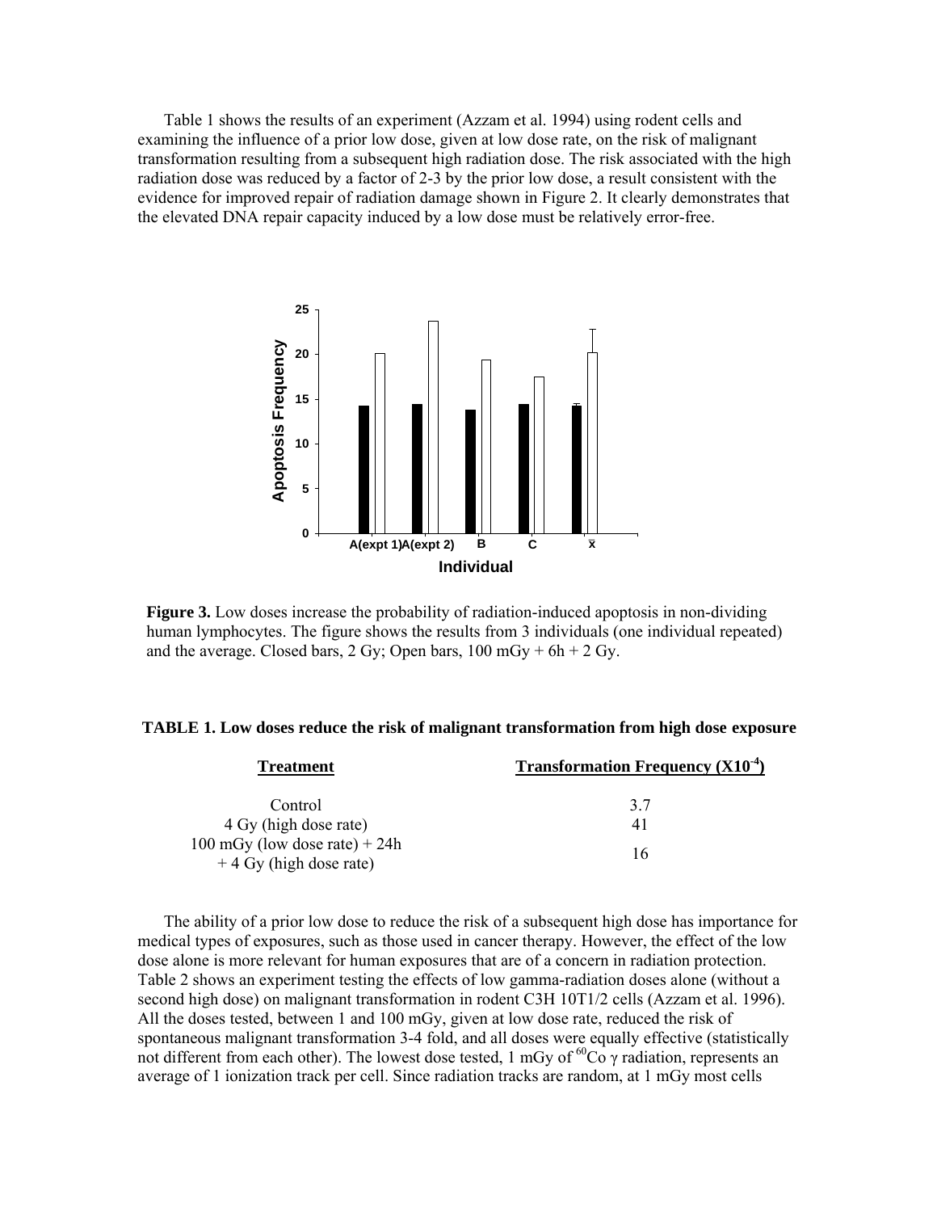Table 1 shows the results of an experiment (Azzam et al. 1994) using rodent cells and examining the influence of a prior low dose, given at low dose rate, on the risk of malignant transformation resulting from a subsequent high radiation dose. The risk associated with the high radiation dose was reduced by a factor of 2-3 by the prior low dose, a result consistent with the evidence for improved repair of radiation damage shown in Figure 2. It clearly demonstrates that the elevated DNA repair capacity induced by a low dose must be relatively error-free.

**Figure 3.** Low doses increase the probability of radiation-induced apoptosis in non-dividing human lymphocytes. The figure shows the results from 3 individuals (one individual repeated) and the average. Closed bars, 2 Gy; Open bars, 100 mGy + 6h + 2 Gy.

**TABLE 1. Low doses reduce the risk of malignant transformation from high dose exposure**

| Treatment | Transformation Frequency ($X10^{-4}$) |
|---|---|
| Control | 3.7 |
| 4 Gy (high dose rate) | 41 |
| 100 mGy (low dose rate) + 24h + 4 Gy (high dose rate) | 16 |

The ability of a prior low dose to reduce the risk of a subsequent high dose has importance for medical types of exposures, such as those used in cancer therapy. However, the effect of the low dose alone is more relevant for human exposures that are of a concern in radiation protection. Table 2 shows an experiment testing the effects of low gamma-radiation doses alone (without a second high dose) on malignant transformation in rodent C3H 10T1/2 cells (Azzam et al. 1996). All the doses tested, between 1 and 100 mGy, given at low dose rate, reduced the risk of spontaneous malignant transformation 3-4 fold, and all doses were equally effective (statistically not different from each other). The lowest dose tested, 1 mGy of $^{60}Co$ $\gamma$ radiation, represents an average of 1 ionization track per cell. Since radiation tracks are random, at 1 mGy most cells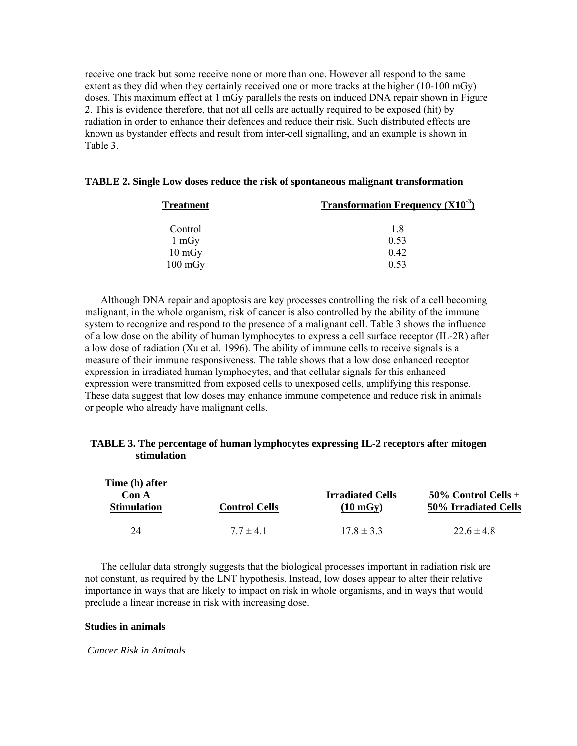receive one track but some receive none or more than one. However all respond to the same extent as they did when they certainly received one or more tracks at the higher (10-100 mGy) doses. This maximum effect at 1 mGy parallels the rests on induced DNA repair shown in Figure 2. This is evidence therefore, that not all cells are actually required to be exposed (hit) by radiation in order to enhance their defences and reduce their risk. Such distributed effects are known as bystander effects and result from inter-cell signalling, and an example is shown in Table 3.

**TABLE 2. Single Low doses reduce the risk of spontaneous malignant transformation**

| Treatment | Transformation Frequency ($X10^{-3}$) |
|---|---|
| Control | 1.8 |
| 1 mGy | 0.53 |
| 10 mGy | 0.42 |
| 100 mGy | 0.53 |

Although DNA repair and apoptosis are key processes controlling the risk of a cell becoming malignant, in the whole organism, risk of cancer is also controlled by the ability of the immune system to recognize and respond to the presence of a malignant cell. Table 3 shows the influence of a low dose on the ability of human lymphocytes to express a cell surface receptor (IL-2R) after a low dose of radiation (Xu et al. 1996). The ability of immune cells to receive signals is a measure of their immune responsiveness. The table shows that a low dose enhanced receptor expression in irradiated human lymphocytes, and that cellular signals for this enhanced expression were transmitted from exposed cells to unexposed cells, amplifying this response. These data suggest that low doses may enhance immune competence and reduce risk in animals or people who already have malignant cells.

**TABLE 3. The percentage of human lymphocytes expressing IL-2 receptors after mitogen stimulation**

| Time (h) after Con A Stimulation | Control Cells | Irradiated Cells (10 mGy) | 50% Control Cells + 50% Irradiated Cells |
|---|---|---|---|
| 24 | $7.7 \pm 4.1$ | $17.8 \pm 3.3$ | $22.6 \pm 4.8$ |

The cellular data strongly suggests that the biological processes important in radiation risk are not constant, as required by the LNT hypothesis. Instead, low doses appear to alter their relative importance in ways that are likely to impact on risk in whole organisms, and in ways that would preclude a linear increase in risk with increasing dose.

**Studies in animals**

*Cancer Risk in Animals*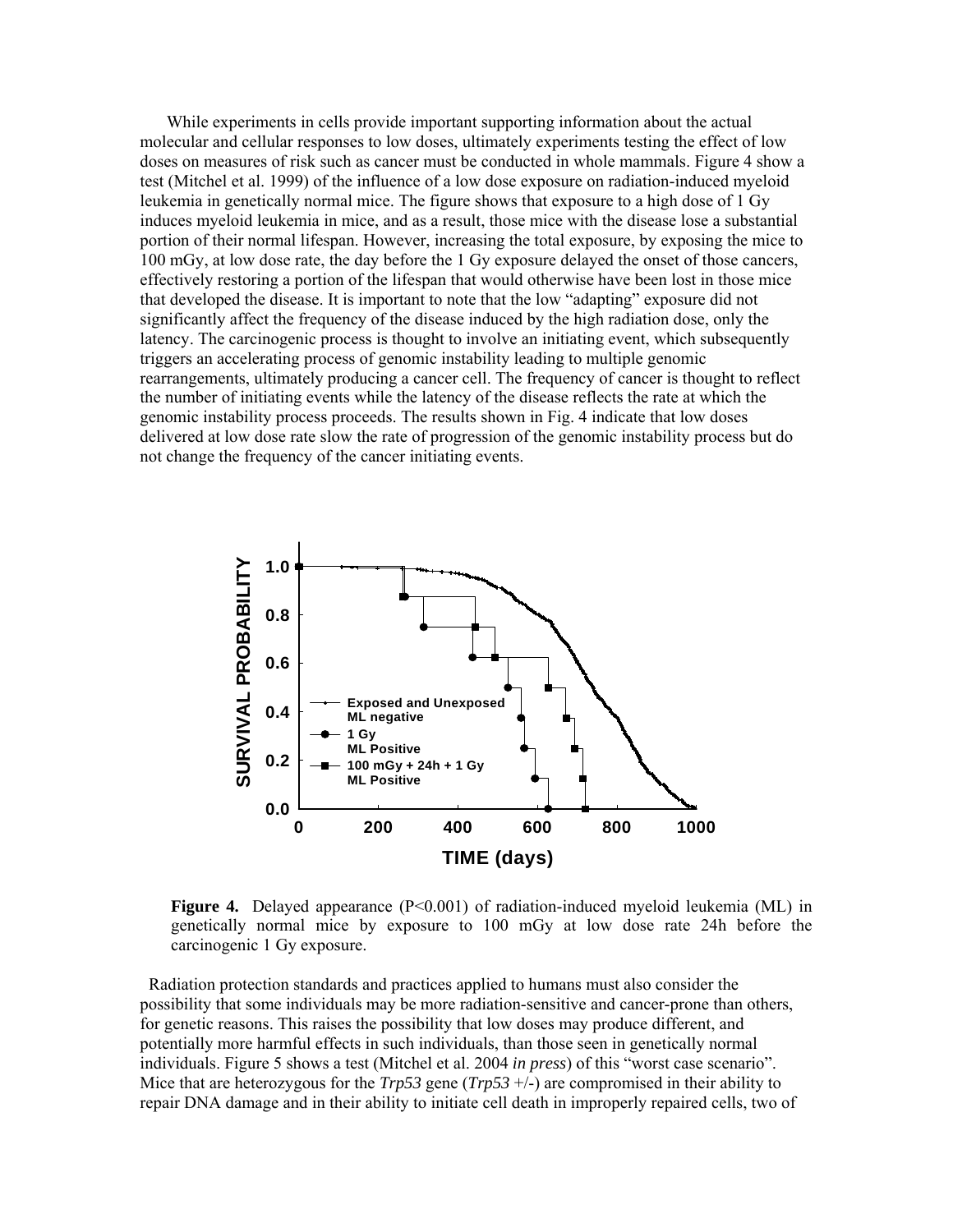While experiments in cells provide important supporting information about the actual molecular and cellular responses to low doses, ultimately experiments testing the effect of low doses on measures of risk such as cancer must be conducted in whole mammals. Figure 4 show a test (Mitchel et al. 1999) of the influence of a low dose exposure on radiation-induced myeloid leukemia in genetically normal mice. The figure shows that exposure to a high dose of 1 Gy induces myeloid leukemia in mice, and as a result, those mice with the disease lose a substantial portion of their normal lifespan. However, increasing the total exposure, by exposing the mice to 100 mGy, at low dose rate, the day before the 1 Gy exposure delayed the onset of those cancers, effectively restoring a portion of the lifespan that would otherwise have been lost in those mice that developed the disease. It is important to note that the low "adapting" exposure did not significantly affect the frequency of the disease induced by the high radiation dose, only the latency. The carcinogenic process is thought to involve an initiating event, which subsequently triggers an accelerating process of genomic instability leading to multiple genomic rearrangements, ultimately producing a cancer cell. The frequency of cancer is thought to reflect the number of initiating events while the latency of the disease reflects the rate at which the genomic instability process proceeds. The results shown in Fig. 4 indicate that low doses delivered at low dose rate slow the rate of progression of the genomic instability process but do not change the frequency of the cancer initiating events.

**Figure 4.** Delayed appearance ($P<0.001$) of radiation-induced myeloid leukemia (ML) in genetically normal mice by exposure to 100 mGy at low dose rate 24h before the carcinogenic 1 Gy exposure.

Radiation protection standards and practices applied to humans must also consider the possibility that some individuals may be more radiation-sensitive and cancer-prone than others, for genetic reasons. This raises the possibility that low doses may produce different, and potentially more harmful effects in such individuals, than those seen in genetically normal individuals. Figure 5 shows a test (Mitchel et al. 2004 *in press*) of this "worst case scenario". Mice that are heterozygous for the *Trp53* gene (*Trp53* +/-) are compromised in their ability to repair DNA damage and in their ability to initiate cell death in improperly repaired cells, two of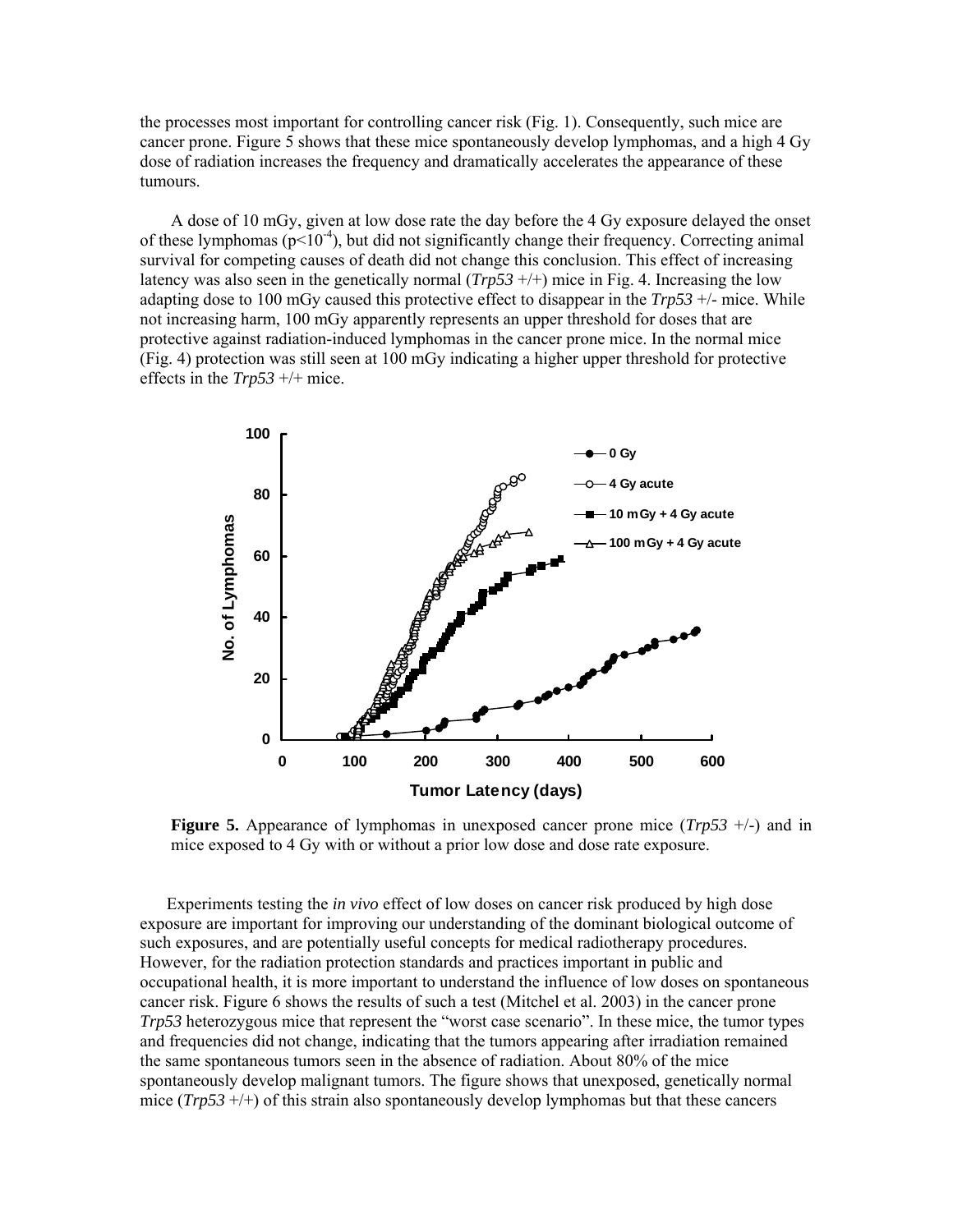the processes most important for controlling cancer risk (Fig. 1). Consequently, such mice are cancer prone. Figure 5 shows that these mice spontaneously develop lymphomas, and a high 4 Gy dose of radiation increases the frequency and dramatically accelerates the appearance of these tumours.

A dose of 10 mGy, given at low dose rate the day before the 4 Gy exposure delayed the onset of these lymphomas ($p<10^{-4}$), but did not significantly change their frequency. Correcting animal survival for competing causes of death did not change this conclusion. This effect of increasing latency was also seen in the genetically normal (*Trp53* +/+) mice in Fig. 4. Increasing the low adapting dose to 100 mGy caused this protective effect to disappear in the *Trp53* +/- mice. While not increasing harm, 100 mGy apparently represents an upper threshold for doses that are protective against radiation-induced lymphomas in the cancer prone mice. In the normal mice (Fig. 4) protection was still seen at 100 mGy indicating a higher upper threshold for protective effects in the *Trp53* +/+ mice.

**Figure 5.** Appearance of lymphomas in unexposed cancer prone mice (*Trp53* +/-) and in mice exposed to 4 Gy with or without a prior low dose and dose rate exposure.

Experiments testing the *in vivo* effect of low doses on cancer risk produced by high dose exposure are important for improving our understanding of the dominant biological outcome of such exposures, and are potentially useful concepts for medical radiotherapy procedures. However, for the radiation protection standards and practices important in public and occupational health, it is more important to understand the influence of low doses on spontaneous cancer risk. Figure 6 shows the results of such a test (Mitchel et al. 2003) in the cancer prone *Trp53* heterozygous mice that represent the "worst case scenario". In these mice, the tumor types and frequencies did not change, indicating that the tumors appearing after irradiation remained the same spontaneous tumors seen in the absence of radiation. About 80% of the mice spontaneously develop malignant tumors. The figure shows that unexposed, genetically normal mice (*Trp53* +/+) of this strain also spontaneously develop lymphomas but that these cancers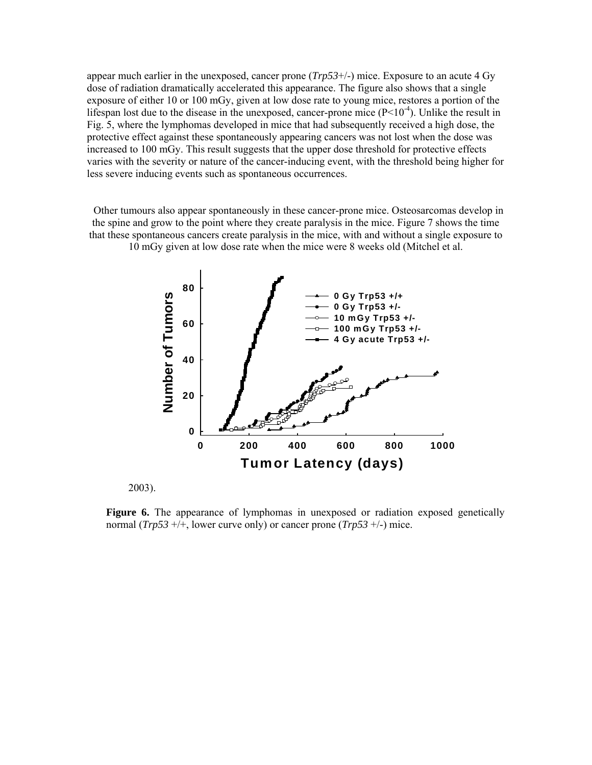appear much earlier in the unexposed, cancer prone (*Trp53*+/-) mice. Exposure to an acute 4 Gy dose of radiation dramatically accelerated this appearance. The figure also shows that a single exposure of either 10 or 100 mGy, given at low dose rate to young mice, restores a portion of the lifespan lost due to the disease in the unexposed, cancer-prone mice ($P<10^{-4}$). Unlike the result in Fig. 5, where the lymphomas developed in mice that had subsequently received a high dose, the protective effect against these spontaneously appearing cancers was not lost when the dose was increased to 100 mGy. This result suggests that the upper dose threshold for protective effects varies with the severity or nature of the cancer-inducing event, with the threshold being higher for less severe inducing events such as spontaneous occurrences.

Other tumours also appear spontaneously in these cancer-prone mice. Osteosarcomas develop in the spine and grow to the point where they create paralysis in the mice. Figure 7 shows the time that these spontaneous cancers create paralysis in the mice, with and without a single exposure to 10 mGy given at low dose rate when the mice were 8 weeks old (Mitchel et al. 2003).

**Figure 6.** The appearance of lymphomas in unexposed or radiation exposed genetically normal (*Trp53* +/+, lower curve only) or cancer prone (*Trp53* +/-) mice.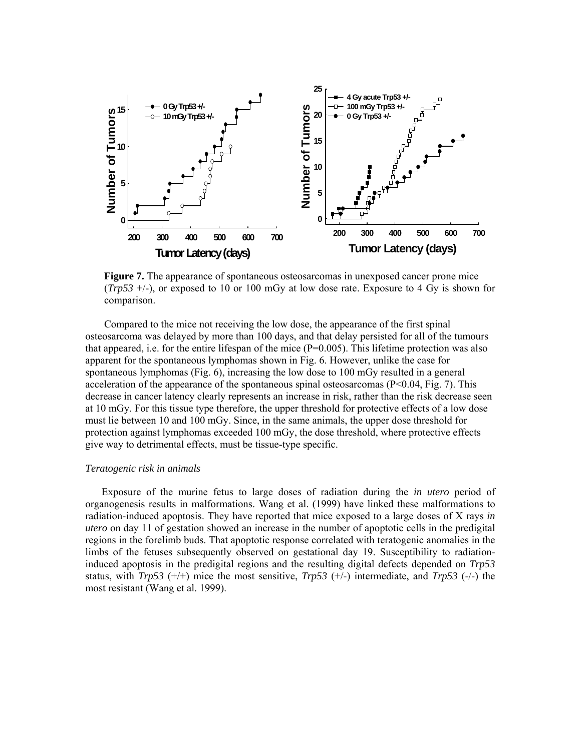**Figure 7.** The appearance of spontaneous osteosarcomas in unexposed cancer prone mice (*Trp53* +/-), or exposed to 10 or 100 mGy at low dose rate. Exposure to 4 Gy is shown for comparison.

Compared to the mice not receiving the low dose, the appearance of the first spinal osteosarcoma was delayed by more than 100 days, and that delay persisted for all of the tumours that appeared, i.e. for the entire lifespan of the mice (P=0.005). This lifetime protection was also apparent for the spontaneous lymphomas shown in Fig. 6. However, unlike the case for spontaneous lymphomas (Fig. 6), increasing the low dose to 100 mGy resulted in a general acceleration of the appearance of the spontaneous spinal osteosarcomas (P<0.04, Fig. 7). This decrease in cancer latency clearly represents an increase in risk, rather than the risk decrease seen at 10 mGy. For this tissue type therefore, the upper threshold for protective effects of a low dose must lie between 10 and 100 mGy. Since, in the same animals, the upper dose threshold for protection against lymphomas exceeded 100 mGy, the dose threshold, where protective effects give way to detrimental effects, must be tissue-type specific.

*Teratogenic risk in animals*

Exposure of the murine fetus to large doses of radiation during the *in utero* period of organogenesis results in malformations. Wang et al. (1999) have linked these malformations to radiation-induced apoptosis. They have reported that mice exposed to a large doses of X rays *in utero* on day 11 of gestation showed an increase in the number of apoptotic cells in the predigital regions in the forelimb buds. That apoptotic response correlated with teratogenic anomalies in the limbs of the fetuses subsequently observed on gestational day 19. Susceptibility to radiation-induced apoptosis in the predigital regions and the resulting digital defects depended on *Trp53* status, with *Trp53* (+/+) mice the most sensitive, *Trp53* (+/-) intermediate, and *Trp53* (-/-) the most resistant (Wang et al. 1999).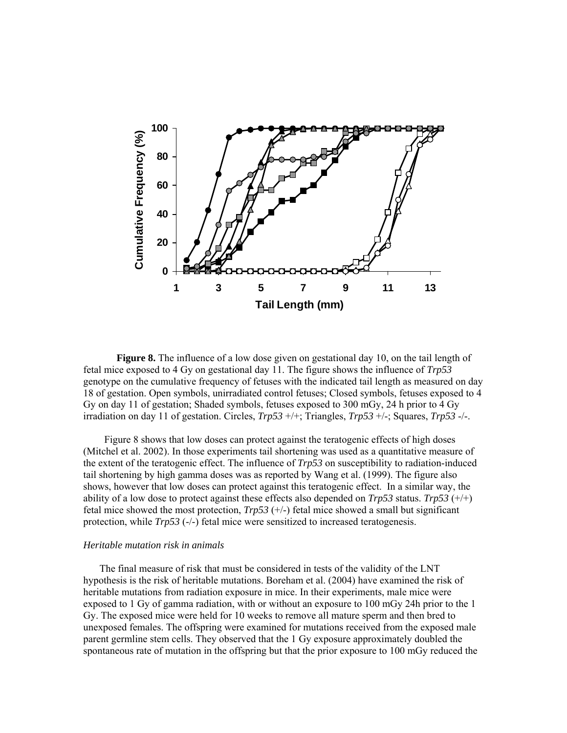**Figure 8.** The influence of a low dose given on gestational day 10, on the tail length of fetal mice exposed to 4 Gy on gestational day 11. The figure shows the influence of *Trp53* genotype on the cumulative frequency of fetuses with the indicated tail length as measured on day 18 of gestation. Open symbols, unirradiated control fetuses; Closed symbols, fetuses exposed to 4 Gy on day 11 of gestation; Shaded symbols, fetuses exposed to 300 mGy, 24 h prior to 4 Gy irradiation on day 11 of gestation. Circles, *Trp53* +/+; Triangles, *Trp53* +/-; Squares, *Trp53* -/-.

Figure 8 shows that low doses can protect against the teratogenic effects of high doses (Mitchel et al. 2002). In those experiments tail shortening was used as a quantitative measure of the extent of the teratogenic effect. The influence of *Trp53* on susceptibility to radiation-induced tail shortening by high gamma doses was as reported by Wang et al. (1999). The figure also shows, however that low doses can protect against this teratogenic effect. In a similar way, the ability of a low dose to protect against these effects also depended on *Trp53* status. *Trp53* (+/+) fetal mice showed the most protection, *Trp53* (+/-) fetal mice showed a small but significant protection, while *Trp53* (-/-) fetal mice were sensitized to increased teratogenesis.

*Heritable mutation risk in animals*

The final measure of risk that must be considered in tests of the validity of the LNT hypothesis is the risk of heritable mutations. Boreham et al. (2004) have examined the risk of heritable mutations from radiation exposure in mice. In their experiments, male mice were exposed to 1 Gy of gamma radiation, with or without an exposure to 100 mGy 24h prior to the 1 Gy. The exposed mice were held for 10 weeks to remove all mature sperm and then bred to unexposed females. The offspring were examined for mutations received from the exposed male parent germline stem cells. They observed that the 1 Gy exposure approximately doubled the spontaneous rate of mutation in the offspring but that the prior exposure to 100 mGy reduced the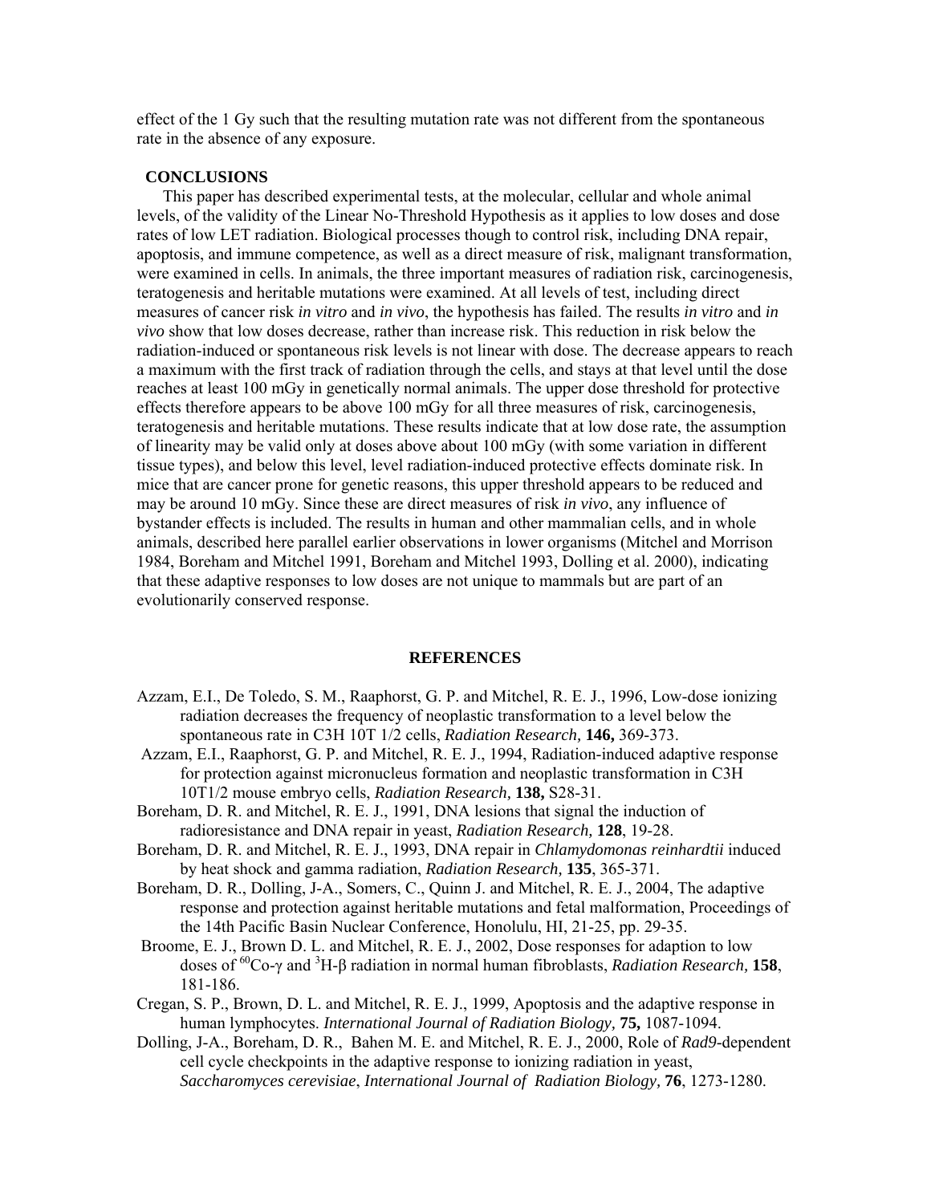effect of the 1 Gy such that the resulting mutation rate was not different from the spontaneous rate in the absence of any exposure.

## CONCLUSIONS

This paper has described experimental tests, at the molecular, cellular and whole animal levels, of the validity of the Linear No-Threshold Hypothesis as it applies to low doses and dose rates of low LET radiation. Biological processes though to control risk, including DNA repair, apoptosis, and immune competence, as well as a direct measure of risk, malignant transformation, were examined in cells. In animals, the three important measures of radiation risk, carcinogenesis, teratogenesis and heritable mutations were examined. At all levels of test, including direct measures of cancer risk *in vitro* and *in vivo*, the hypothesis has failed. The results *in vitro* and *in vivo* show that low doses decrease, rather than increase risk. This reduction in risk below the radiation-induced or spontaneous risk levels is not linear with dose. The decrease appears to reach a maximum with the first track of radiation through the cells, and stays at that level until the dose reaches at least 100 mGy in genetically normal animals. The upper dose threshold for protective effects therefore appears to be above 100 mGy for all three measures of risk, carcinogenesis, teratogenesis and heritable mutations. These results indicate that at low dose rate, the assumption of linearity may be valid only at doses above about 100 mGy (with some variation in different tissue types), and below this level, level radiation-induced protective effects dominate risk. In mice that are cancer prone for genetic reasons, this upper threshold appears to be reduced and may be around 10 mGy. Since these are direct measures of risk *in vivo*, any influence of bystander effects is included. The results in human and other mammalian cells, and in whole animals, described here parallel earlier observations in lower organisms (Mitchel and Morrison 1984, Boreham and Mitchel 1991, Boreham and Mitchel 1993, Dolling et al. 2000), indicating that these adaptive responses to low doses are not unique to mammals but are part of an evolutionarily conserved response.

## REFERENCES

Azzam, E.I., De Toledo, S. M., Raaphorst, G. P. and Mitchel, R. E. J., 1996, Low-dose ionizing radiation decreases the frequency of neoplastic transformation to a level below the spontaneous rate in C3H 10T 1/2 cells, *Radiation Research,* **146,** 369-373.

Azzam, E.I., Raaphorst, G. P. and Mitchel, R. E. J., 1994, Radiation-induced adaptive response for protection against micronucleus formation and neoplastic transformation in C3H 10T1/2 mouse embryo cells, *Radiation Research,* **138,** S28-31.

Boreham, D. R. and Mitchel, R. E. J., 1991, DNA lesions that signal the induction of radioresistance and DNA repair in yeast, *Radiation Research,* **128**, 19-28.

Boreham, D. R. and Mitchel, R. E. J., 1993, DNA repair in *Chlamydomonas reinhardtii* induced by heat shock and gamma radiation, *Radiation Research,* **135**, 365-371.

Boreham, D. R., Dolling, J-A., Somers, C., Quinn J. and Mitchel, R. E. J., 2004, The adaptive response and protection against heritable mutations and fetal malformation, Proceedings of the 14th Pacific Basin Nuclear Conference, Honolulu, HI, 21-25, pp. 29-35.

Broome, E. J., Brown D. L. and Mitchel, R. E. J., 2002, Dose responses for adaption to low doses of $^{60}$Co-γ and $^{3}$H-β radiation in normal human fibroblasts, *Radiation Research,* **158**, 181-186.

Cregan, S. P., Brown, D. L. and Mitchel, R. E. J., 1999, Apoptosis and the adaptive response in human lymphocytes. *International Journal of Radiation Biology,* **75,** 1087-1094.

Dolling, J-A., Boreham, D. R., Bahen M. E. and Mitchel, R. E. J., 2000, Role of *Rad9*-dependent cell cycle checkpoints in the adaptive response to ionizing radiation in yeast, *Saccharomyces cerevisiae*, *International Journal of Radiation Biology,* **76**, 1273-1280.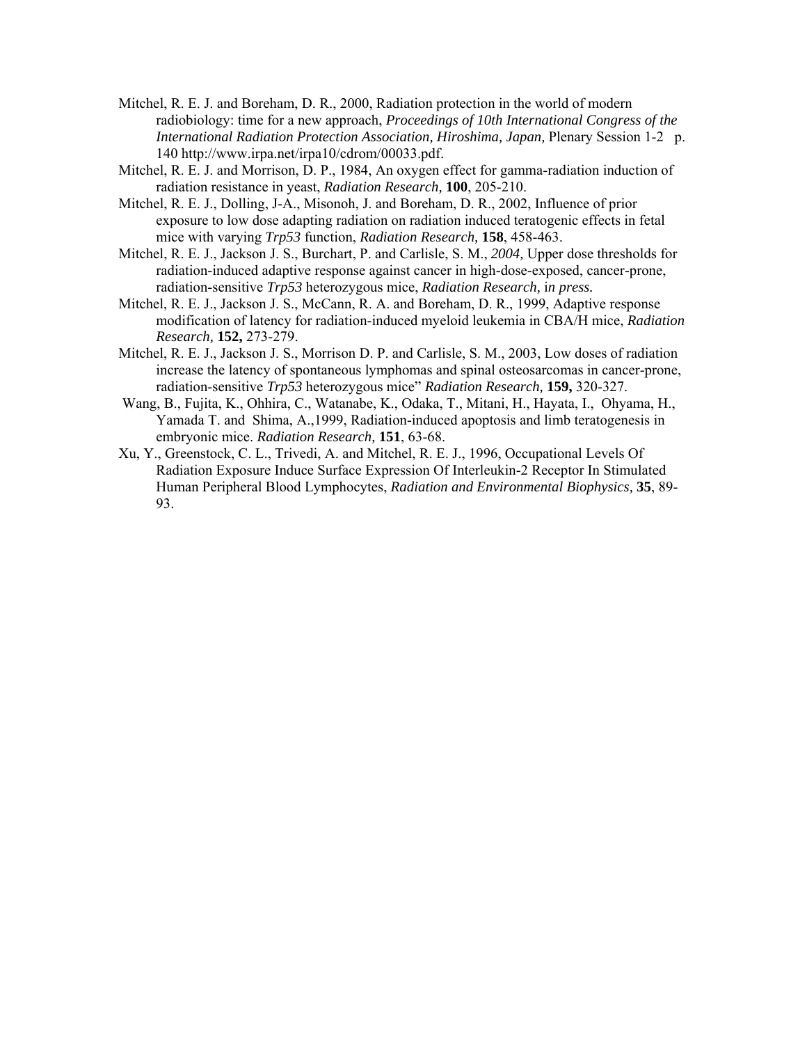Mitchel, R. E. J. and Boreham, D. R., 2000, Radiation protection in the world of modern radiobiology: time for a new approach, *Proceedings of 10th International Congress of the International Radiation Protection Association, Hiroshima, Japan,* Plenary Session 1-2 p. 140 http://www.irpa.net/irpa10/cdrom/00033.pdf.

Mitchel, R. E. J. and Morrison, D. P., 1984, An oxygen effect for gamma-radiation induction of radiation resistance in yeast, *Radiation Research,* **100**, 205-210.

Mitchel, R. E. J., Dolling, J-A., Misonoh, J. and Boreham, D. R., 2002, Influence of prior exposure to low dose adapting radiation on radiation induced teratogenic effects in fetal mice with varying *Trp53* function, *Radiation Research,* **158**, 458-463.

Mitchel, R. E. J., Jackson J. S., Burchart, P. and Carlisle, S. M., *2004,* Upper dose thresholds for radiation-induced adaptive response against cancer in high-dose-exposed, cancer-prone, radiation-sensitive *Trp53* heterozygous mice, *Radiation Research, in press.*

Mitchel, R. E. J., Jackson J. S., McCann, R. A. and Boreham, D. R., 1999, Adaptive response modification of latency for radiation-induced myeloid leukemia in CBA/H mice, *Radiation Research,* **152,** 273-279.

Mitchel, R. E. J., Jackson J. S., Morrison D. P. and Carlisle, S. M., 2003, Low doses of radiation increase the latency of spontaneous lymphomas and spinal osteosarcomas in cancer-prone, radiation-sensitive *Trp53* heterozygous mice" *Radiation Research,* **159,** 320-327.

Wang, B., Fujita, K., Ohhira, C., Watanabe, K., Odaka, T., Mitani, H., Hayata, I., Ohyama, H., Yamada T. and Shima, A.,1999, Radiation-induced apoptosis and limb teratogenesis in embryonic mice. *Radiation Research,* **151**, 63-68.

Xu, Y., Greenstock, C. L., Trivedi, A. and Mitchel, R. E. J., 1996, Occupational Levels Of Radiation Exposure Induce Surface Expression Of Interleukin-2 Receptor In Stimulated Human Peripheral Blood Lymphocytes, *Radiation and Environmental Biophysics,* **35**, 89-93.